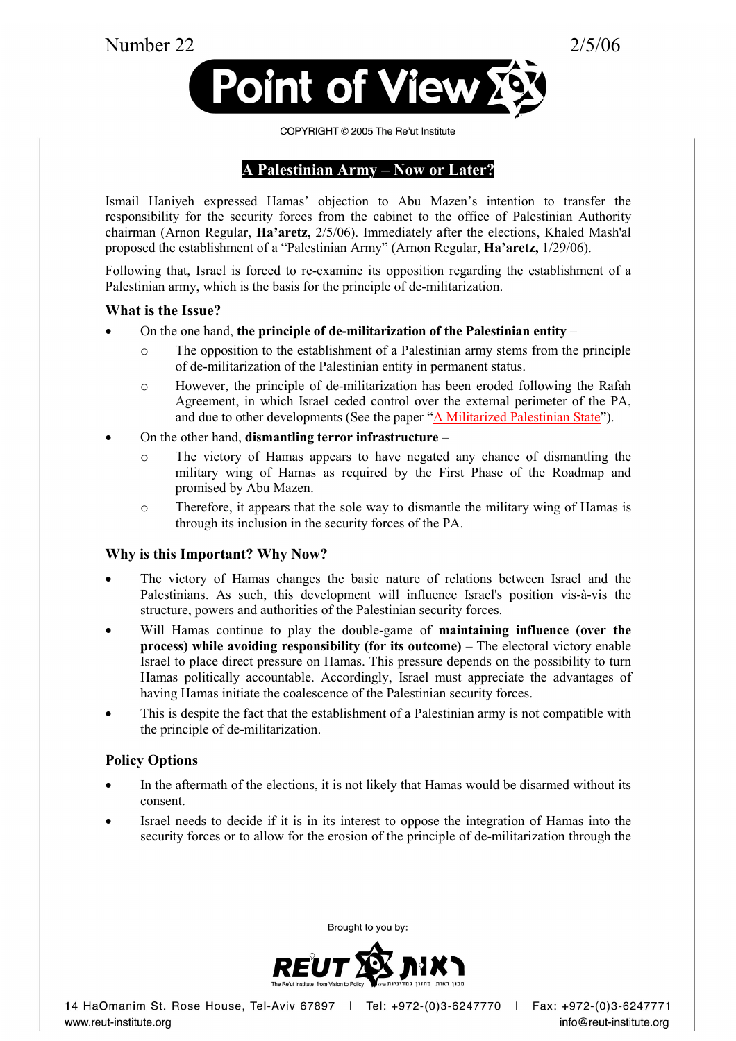Number 22 2/5/06

# Point of View

COPYRIGHT © 2005 The Re'ut Institute

## A Palestinian Army – Now or Later?

Ismail Haniyeh expressed Hamas' objection to Abu Mazen's intention to transfer the responsibility for the security forces from the cabinet to the office of Palestinian Authority chairman (Arnon Regular, **Ha'aretz,** 2/5/06). Immediately after the elections, Khaled Mash'al proposed the establishment of a "Palestinian Army" (Arnon Regular, **Ha'aretz,** 1/29/06).

Following that, Israel is forced to re-examine its opposition regarding the establishment of a Palestinian army, which is the basis for the principle of de-militarization.

### What is the Issue?

- On the one hand, **the principle of de-militarization of the Palestinian entity** –
  - The opposition to the establishment of a Palestinian army stems from the principle of de-militarization of the Palestinian entity in permanent status.
  - However, the principle of de-militarization has been eroded following the Rafah Agreement, in which Israel ceded control over the external perimeter of the PA, and due to other developments (See the paper "A Militarized Palestinian State").
- On the other hand, **dismantling terror infrastructure** –
  - The victory of Hamas appears to have negated any chance of dismantling the military wing of Hamas as required by the First Phase of the Roadmap and promised by Abu Mazen.
  - Therefore, it appears that the sole way to dismantle the military wing of Hamas is through its inclusion in the security forces of the PA.

### Why is this Important? Why Now?

- The victory of Hamas changes the basic nature of relations between Israel and the Palestinians. As such, this development will influence Israel's position vis-à-vis the structure, powers and authorities of the Palestinian security forces.
- Will Hamas continue to play the double-game of **maintaining influence (over the process) while avoiding responsibility (for its outcome)** – The electoral victory enable Israel to place direct pressure on Hamas. This pressure depends on the possibility to turn Hamas politically accountable. Accordingly, Israel must appreciate the advantages of having Hamas initiate the coalescence of the Palestinian security forces.
- This is despite the fact that the establishment of a Palestinian army is not compatible with the principle of de-militarization.

### Policy Options

- In the aftermath of the elections, it is not likely that Hamas would be disarmed without its consent.
- Israel needs to decide if it is in its interest to oppose the integration of Hamas into the security forces or to allow for the erosion of the principle of de-militarization through the

Brought to you by:

REUT ראות

14 HaOmanim St. Rose House, Tel-Aviv 67897 | Tel: +972-(0)3-6247770 | Fax: +972-(0)3-6247771

www.reut-institute.org info@reut-institute.org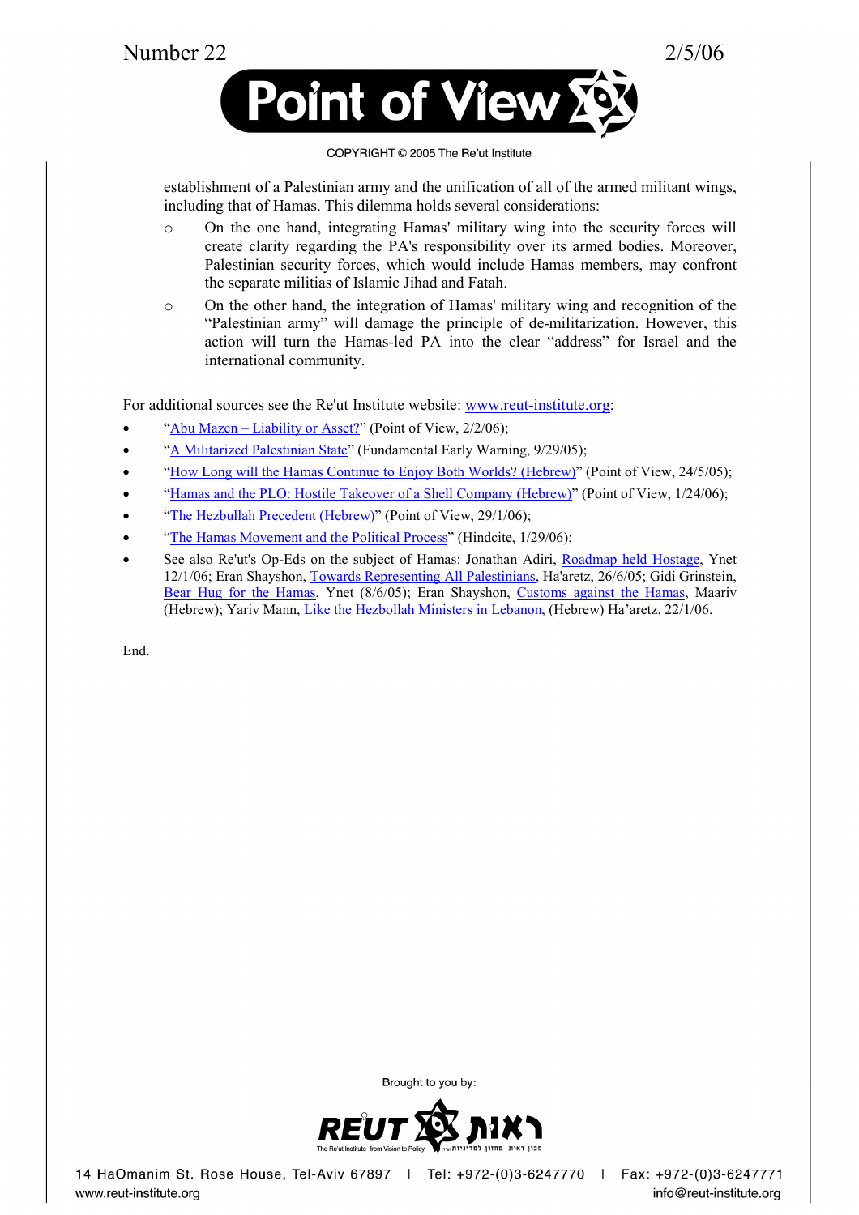establishment of a Palestinian army and the unification of all of the armed militant wings, including that of Hamas. This dilemma holds several considerations:

- On the one hand, integrating Hamas' military wing into the security forces will create clarity regarding the PA's responsibility over its armed bodies. Moreover, Palestinian security forces, which would include Hamas members, may confront the separate militias of Islamic Jihad and Fatah.
- On the other hand, the integration of Hamas' military wing and recognition of the "Palestinian army" will damage the principle of de-militarization. However, this action will turn the Hamas-led PA into the clear "address" for Israel and the international community.

For additional sources see the Re'ut Institute website: www.reut-institute.org:

- "Abu Mazen – Liability or Asset?" (Point of View, 2/2/06);
- "A Militarized Palestinian State" (Fundamental Early Warning, 9/29/05);
- "How Long will the Hamas Continue to Enjoy Both Worlds? (Hebrew)" (Point of View, 24/5/05);
- "Hamas and the PLO: Hostile Takeover of a Shell Company (Hebrew)" (Point of View, 1/24/06);
- "The Hezbullah Precedent (Hebrew)" (Point of View, 29/1/06);
- "The Hamas Movement and the Political Process" (Hindcite, 1/29/06);
- See also Re'ut's Op-Eds on the subject of Hamas: Jonathan Adiri, Roadmap held Hostage, Ynet 12/1/06; Eran Shayshon, Towards Representing All Palestinians, Ha'aretz, 26/6/05; Gidi Grinstein, Bear Hug for the Hamas, Ynet (8/6/05); Eran Shayshon, Customs against the Hamas, Maariv (Hebrew); Yariv Mann, Like the Hezbollah Ministers in Lebanon, (Hebrew) Ha'aretz, 22/1/06.

End.

Brought to you by:

REUT ראות

The Re'ut Institute from Vision to Policy

14 HaOmanim St. Rose House, Tel-Aviv 67897 | Tel: +972-(0)3-6247770 | Fax: +972-(0)3-6247771

www.reut-institute.org info@reut-institute.org